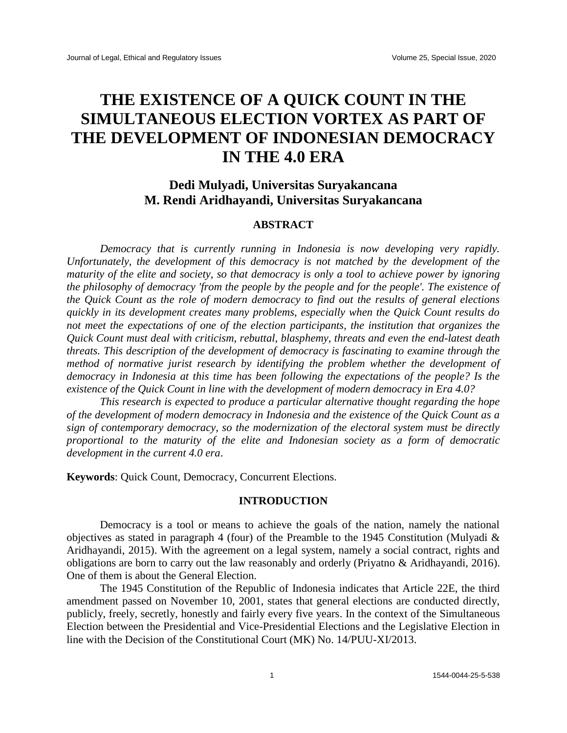# THE EXISTENCE OF A QUICK COUNT IN THE SIMULTANEOUS ELECTION VORTEX AS PART OF THE DEVELOPMENT OF INDONESIAN DEMOCRACY IN THE 4.0 ERA

**Dedi Mulyadi, Universitas Suryakancana**
**M. Rendi Aridhayandi, Universitas Suryakancana**

## ABSTRACT

*Democracy that is currently running in Indonesia is now developing very rapidly. Unfortunately, the development of this democracy is not matched by the development of the maturity of the elite and society, so that democracy is only a tool to achieve power by ignoring the philosophy of democracy 'from the people by the people and for the people'. The existence of the Quick Count as the role of modern democracy to find out the results of general elections quickly in its development creates many problems, especially when the Quick Count results do not meet the expectations of one of the election participants, the institution that organizes the Quick Count must deal with criticism, rebuttal, blasphemy, threats and even the end-latest death threats. This description of the development of democracy is fascinating to examine through the method of normative jurist research by identifying the problem whether the development of democracy in Indonesia at this time has been following the expectations of the people? Is the existence of the Quick Count in line with the development of modern democracy in Era 4.0?*

*This research is expected to produce a particular alternative thought regarding the hope of the development of modern democracy in Indonesia and the existence of the Quick Count as a sign of contemporary democracy, so the modernization of the electoral system must be directly proportional to the maturity of the elite and Indonesian society as a form of democratic development in the current 4.0 era*.

**Keywords**: Quick Count, Democracy, Concurrent Elections.

## INTRODUCTION

Democracy is a tool or means to achieve the goals of the nation, namely the national objectives as stated in paragraph 4 (four) of the Preamble to the 1945 Constitution (Mulyadi & Aridhayandi, 2015). With the agreement on a legal system, namely a social contract, rights and obligations are born to carry out the law reasonably and orderly (Priyatno & Aridhayandi, 2016). One of them is about the General Election.

The 1945 Constitution of the Republic of Indonesia indicates that Article 22E, the third amendment passed on November 10, 2001, states that general elections are conducted directly, publicly, freely, secretly, honestly and fairly every five years. In the context of the Simultaneous Election between the Presidential and Vice-Presidential Elections and the Legislative Election in line with the Decision of the Constitutional Court (MK) No. 14/PUU-XI/2013.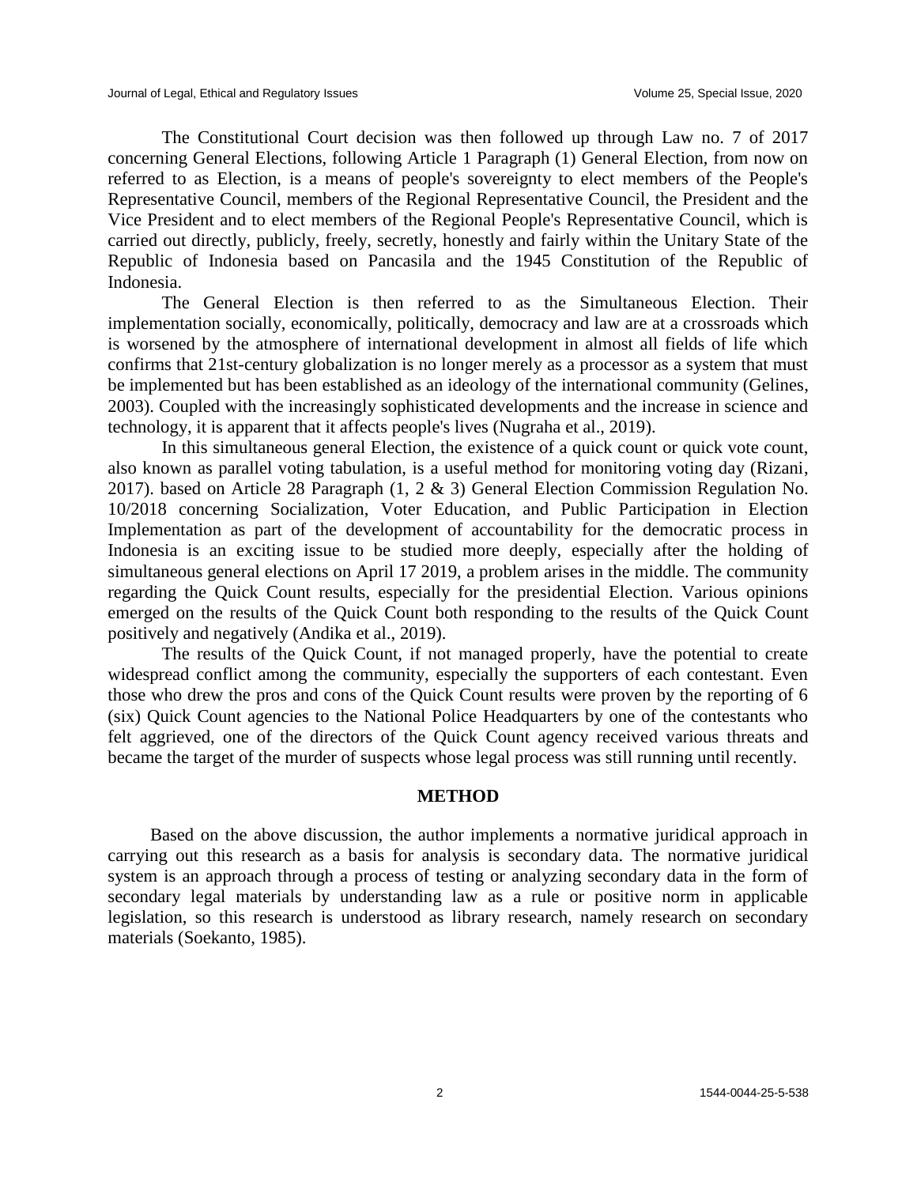The Constitutional Court decision was then followed up through Law no. 7 of 2017 concerning General Elections, following Article 1 Paragraph (1) General Election, from now on referred to as Election, is a means of people's sovereignty to elect members of the People's Representative Council, members of the Regional Representative Council, the President and the Vice President and to elect members of the Regional People's Representative Council, which is carried out directly, publicly, freely, secretly, honestly and fairly within the Unitary State of the Republic of Indonesia based on Pancasila and the 1945 Constitution of the Republic of Indonesia.

The General Election is then referred to as the Simultaneous Election. Their implementation socially, economically, politically, democracy and law are at a crossroads which is worsened by the atmosphere of international development in almost all fields of life which confirms that 21st-century globalization is no longer merely as a processor as a system that must be implemented but has been established as an ideology of the international community (Gelines, 2003). Coupled with the increasingly sophisticated developments and the increase in science and technology, it is apparent that it affects people's lives (Nugraha et al., 2019).

In this simultaneous general Election, the existence of a quick count or quick vote count, also known as parallel voting tabulation, is a useful method for monitoring voting day (Rizani, 2017). based on Article 28 Paragraph (1, 2 & 3) General Election Commission Regulation No. 10/2018 concerning Socialization, Voter Education, and Public Participation in Election Implementation as part of the development of accountability for the democratic process in Indonesia is an exciting issue to be studied more deeply, especially after the holding of simultaneous general elections on April 17 2019, a problem arises in the middle. The community regarding the Quick Count results, especially for the presidential Election. Various opinions emerged on the results of the Quick Count both responding to the results of the Quick Count positively and negatively (Andika et al., 2019).

The results of the Quick Count, if not managed properly, have the potential to create widespread conflict among the community, especially the supporters of each contestant. Even those who drew the pros and cons of the Quick Count results were proven by the reporting of 6 (six) Quick Count agencies to the National Police Headquarters by one of the contestants who felt aggrieved, one of the directors of the Quick Count agency received various threats and became the target of the murder of suspects whose legal process was still running until recently.

## METHOD

Based on the above discussion, the author implements a normative juridical approach in carrying out this research as a basis for analysis is secondary data. The normative juridical system is an approach through a process of testing or analyzing secondary data in the form of secondary legal materials by understanding law as a rule or positive norm in applicable legislation, so this research is understood as library research, namely research on secondary materials (Soekanto, 1985).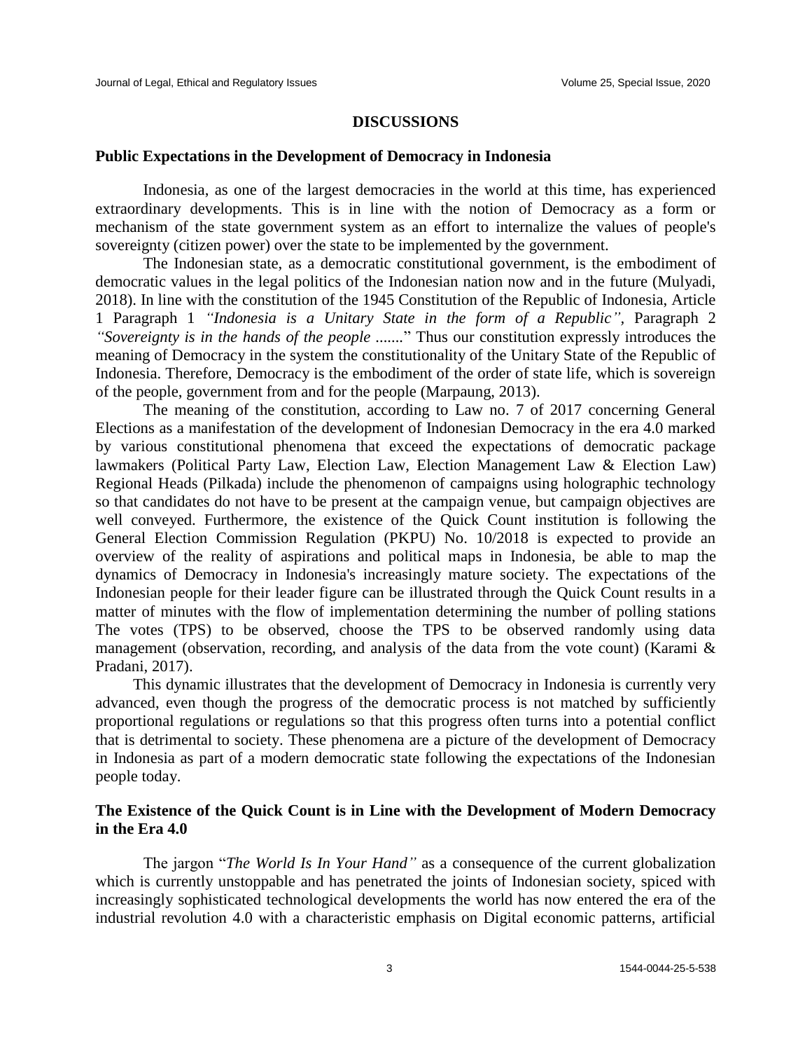## DISCUSSIONS

### Public Expectations in the Development of Democracy in Indonesia

Indonesia, as one of the largest democracies in the world at this time, has experienced extraordinary developments. This is in line with the notion of Democracy as a form or mechanism of the state government system as an effort to internalize the values of people's sovereignty (citizen power) over the state to be implemented by the government.

The Indonesian state, as a democratic constitutional government, is the embodiment of democratic values in the legal politics of the Indonesian nation now and in the future (Mulyadi, 2018). In line with the constitution of the 1945 Constitution of the Republic of Indonesia, Article 1 Paragraph 1 *"Indonesia is a Unitary State in the form of a Republic"*, Paragraph 2 *"Sovereignty is in the hands of the people* ......." Thus our constitution expressly introduces the meaning of Democracy in the system the constitutionality of the Unitary State of the Republic of Indonesia. Therefore, Democracy is the embodiment of the order of state life, which is sovereign of the people, government from and for the people (Marpaung, 2013).

The meaning of the constitution, according to Law no. 7 of 2017 concerning General Elections as a manifestation of the development of Indonesian Democracy in the era 4.0 marked by various constitutional phenomena that exceed the expectations of democratic package lawmakers (Political Party Law, Election Law, Election Management Law & Election Law) Regional Heads (Pilkada) include the phenomenon of campaigns using holographic technology so that candidates do not have to be present at the campaign venue, but campaign objectives are well conveyed. Furthermore, the existence of the Quick Count institution is following the General Election Commission Regulation (PKPU) No. 10/2018 is expected to provide an overview of the reality of aspirations and political maps in Indonesia, be able to map the dynamics of Democracy in Indonesia's increasingly mature society. The expectations of the Indonesian people for their leader figure can be illustrated through the Quick Count results in a matter of minutes with the flow of implementation determining the number of polling stations The votes (TPS) to be observed, choose the TPS to be observed randomly using data management (observation, recording, and analysis of the data from the vote count) (Karami & Pradani, 2017).

This dynamic illustrates that the development of Democracy in Indonesia is currently very advanced, even though the progress of the democratic process is not matched by sufficiently proportional regulations or regulations so that this progress often turns into a potential conflict that is detrimental to society. These phenomena are a picture of the development of Democracy in Indonesia as part of a modern democratic state following the expectations of the Indonesian people today.

### The Existence of the Quick Count is in Line with the Development of Modern Democracy in the Era 4.0

The jargon "*The World Is In Your Hand"* as a consequence of the current globalization which is currently unstoppable and has penetrated the joints of Indonesian society, spiced with increasingly sophisticated technological developments the world has now entered the era of the industrial revolution 4.0 with a characteristic emphasis on Digital economic patterns, artificial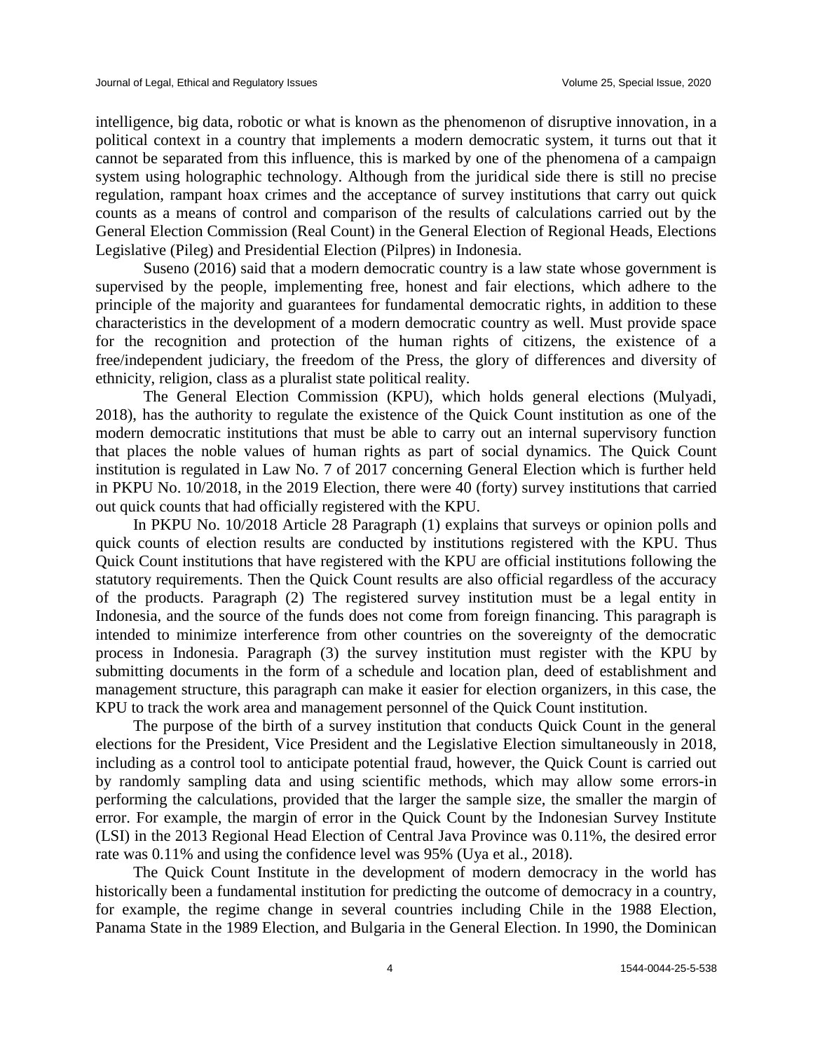intelligence, big data, robotic or what is known as the phenomenon of disruptive innovation, in a political context in a country that implements a modern democratic system, it turns out that it cannot be separated from this influence, this is marked by one of the phenomena of a campaign system using holographic technology. Although from the juridical side there is still no precise regulation, rampant hoax crimes and the acceptance of survey institutions that carry out quick counts as a means of control and comparison of the results of calculations carried out by the General Election Commission (Real Count) in the General Election of Regional Heads, Elections Legislative (Pileg) and Presidential Election (Pilpres) in Indonesia.

Suseno (2016) said that a modern democratic country is a law state whose government is supervised by the people, implementing free, honest and fair elections, which adhere to the principle of the majority and guarantees for fundamental democratic rights, in addition to these characteristics in the development of a modern democratic country as well. Must provide space for the recognition and protection of the human rights of citizens, the existence of a free/independent judiciary, the freedom of the Press, the glory of differences and diversity of ethnicity, religion, class as a pluralist state political reality.

The General Election Commission (KPU), which holds general elections (Mulyadi, 2018), has the authority to regulate the existence of the Quick Count institution as one of the modern democratic institutions that must be able to carry out an internal supervisory function that places the noble values of human rights as part of social dynamics. The Quick Count institution is regulated in Law No. 7 of 2017 concerning General Election which is further held in PKPU No. 10/2018, in the 2019 Election, there were 40 (forty) survey institutions that carried out quick counts that had officially registered with the KPU.

In PKPU No. 10/2018 Article 28 Paragraph (1) explains that surveys or opinion polls and quick counts of election results are conducted by institutions registered with the KPU. Thus Quick Count institutions that have registered with the KPU are official institutions following the statutory requirements. Then the Quick Count results are also official regardless of the accuracy of the products. Paragraph (2) The registered survey institution must be a legal entity in Indonesia, and the source of the funds does not come from foreign financing. This paragraph is intended to minimize interference from other countries on the sovereignty of the democratic process in Indonesia. Paragraph (3) the survey institution must register with the KPU by submitting documents in the form of a schedule and location plan, deed of establishment and management structure, this paragraph can make it easier for election organizers, in this case, the KPU to track the work area and management personnel of the Quick Count institution.

The purpose of the birth of a survey institution that conducts Quick Count in the general elections for the President, Vice President and the Legislative Election simultaneously in 2018, including as a control tool to anticipate potential fraud, however, the Quick Count is carried out by randomly sampling data and using scientific methods, which may allow some errors-in performing the calculations, provided that the larger the sample size, the smaller the margin of error. For example, the margin of error in the Quick Count by the Indonesian Survey Institute (LSI) in the 2013 Regional Head Election of Central Java Province was 0.11%, the desired error rate was 0.11% and using the confidence level was 95% (Uya et al., 2018).

The Quick Count Institute in the development of modern democracy in the world has historically been a fundamental institution for predicting the outcome of democracy in a country, for example, the regime change in several countries including Chile in the 1988 Election, Panama State in the 1989 Election, and Bulgaria in the General Election. In 1990, the Dominican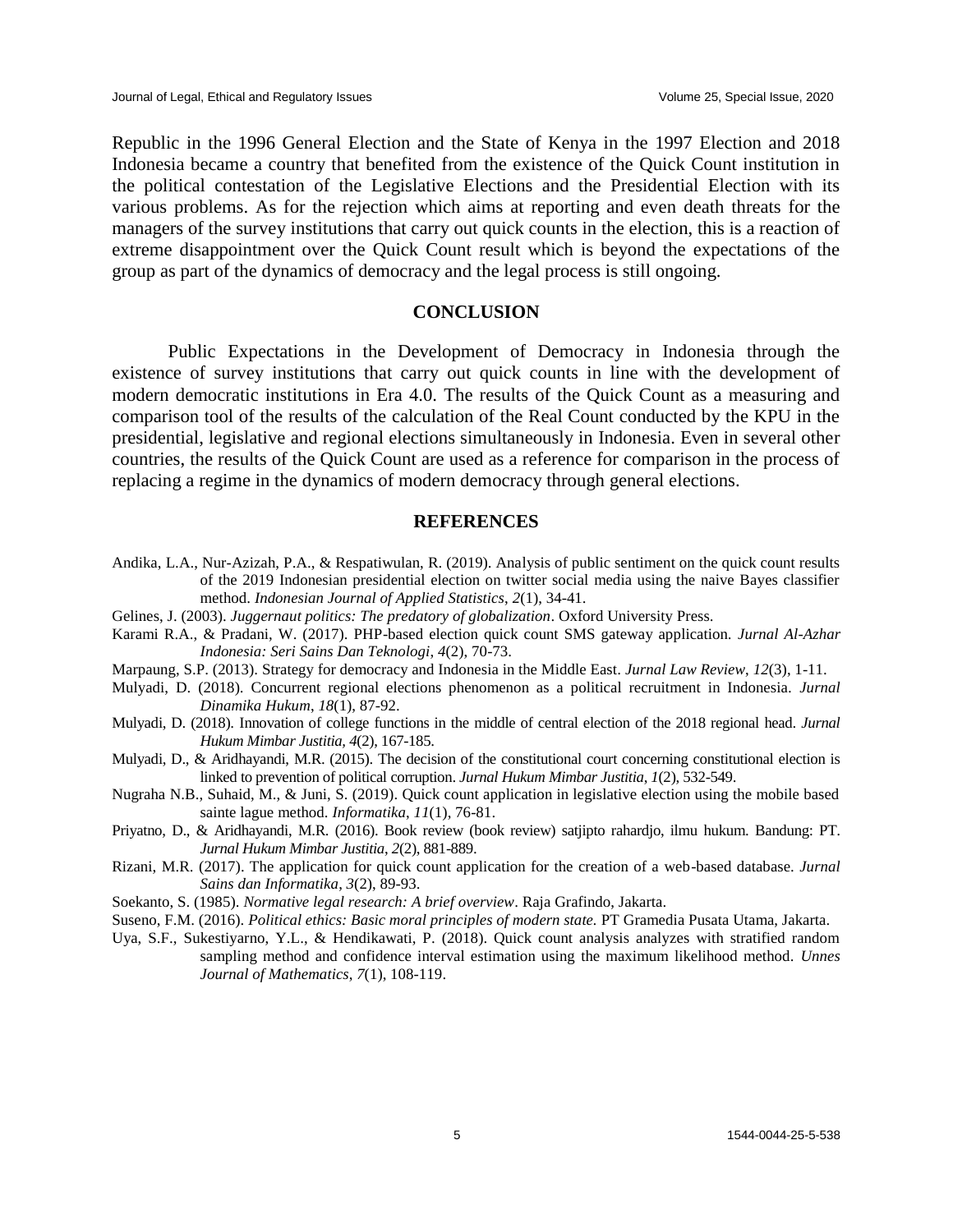Republic in the 1996 General Election and the State of Kenya in the 1997 Election and 2018 Indonesia became a country that benefited from the existence of the Quick Count institution in the political contestation of the Legislative Elections and the Presidential Election with its various problems. As for the rejection which aims at reporting and even death threats for the managers of the survey institutions that carry out quick counts in the election, this is a reaction of extreme disappointment over the Quick Count result which is beyond the expectations of the group as part of the dynamics of democracy and the legal process is still ongoing.

## CONCLUSION

Public Expectations in the Development of Democracy in Indonesia through the existence of survey institutions that carry out quick counts in line with the development of modern democratic institutions in Era 4.0. The results of the Quick Count as a measuring and comparison tool of the results of the calculation of the Real Count conducted by the KPU in the presidential, legislative and regional elections simultaneously in Indonesia. Even in several other countries, the results of the Quick Count are used as a reference for comparison in the process of replacing a regime in the dynamics of modern democracy through general elections.

## REFERENCES

Andika, L.A., Nur-Azizah, P.A., & Respatiwulan, R. (2019). Analysis of public sentiment on the quick count results of the 2019 Indonesian presidential election on twitter social media using the naive Bayes classifier method. *Indonesian Journal of Applied Statistics*, *2*(1), 34-41.

Gelines, J. (2003). *Juggernaut politics: The predatory of globalization*. Oxford University Press.

Karami R.A., & Pradani, W. (2017). PHP-based election quick count SMS gateway application. *Jurnal Al-Azhar Indonesia: Seri Sains Dan Teknologi*, *4*(2), 70-73.

Marpaung, S.P. (2013). Strategy for democracy and Indonesia in the Middle East. *Jurnal Law Review*, *12*(3), 1-11.

Mulyadi, D. (2018). Concurrent regional elections phenomenon as a political recruitment in Indonesia. *Jurnal Dinamika Hukum*, *18*(1), 87-92.

Mulyadi, D. (2018). Innovation of college functions in the middle of central election of the 2018 regional head. *Jurnal Hukum Mimbar Justitia*, *4*(2), 167-185.

Mulyadi, D., & Aridhayandi, M.R. (2015). The decision of the constitutional court concerning constitutional election is linked to prevention of political corruption. *Jurnal Hukum Mimbar Justitia*, *1*(2), 532-549.

Nugraha N.B., Suhaid, M., & Juni, S. (2019). Quick count application in legislative election using the mobile based sainte lague method. *Informatika*, *11*(1), 76-81.

Priyatno, D., & Aridhayandi, M.R. (2016). Book review (book review) satjipto rahardjo, ilmu hukum. Bandung: PT. *Jurnal Hukum Mimbar Justitia*, *2*(2), 881-889.

Rizani, M.R. (2017). The application for quick count application for the creation of a web-based database. *Jurnal Sains dan Informatika*, *3*(2), 89-93.

Soekanto, S. (1985). *Normative legal research: A brief overview*. Raja Grafindo, Jakarta.

Suseno, F.M. (2016). *Political ethics: Basic moral principles of modern state.* PT Gramedia Pusata Utama, Jakarta.

Uya, S.F., Sukestiyarno, Y.L., & Hendikawati, P. (2018). Quick count analysis analyzes with stratified random sampling method and confidence interval estimation using the maximum likelihood method. *Unnes Journal of Mathematics*, *7*(1), 108-119.